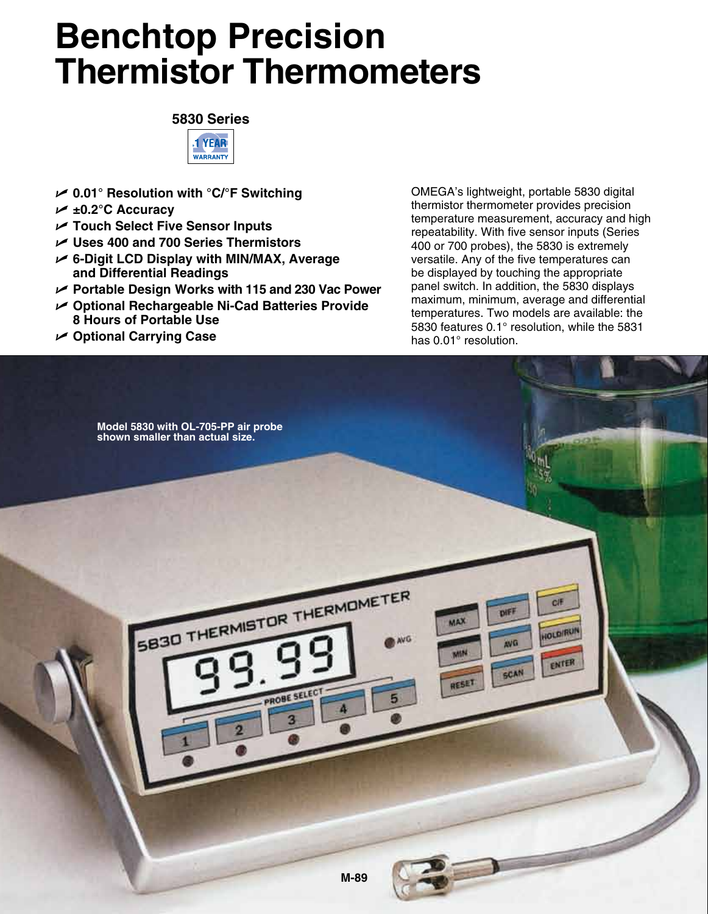# Benchtop Precision Thermistor Thermometers

**5830 Series**

1 YEAR WARRANTY

- **0.01° Resolution with °C/°F Switching**
- **±0.2°C Accuracy**
- **Touch Select Five Sensor Inputs**
- **Uses 400 and 700 Series Thermistors**
- **6-Digit LCD Display with MIN/MAX, Average and Differential Readings**
- **Portable Design Works with 115 and 230 Vac Power**
- **Optional Rechargeable Ni-Cad Batteries Provide 8 Hours of Portable Use**
- **Optional Carrying Case**

OMEGA's lightweight, portable 5830 digital thermistor thermometer provides precision temperature measurement, accuracy and high repeatability. With five sensor inputs (Series 400 or 700 probes), the 5830 is extremely versatile. Any of the five temperatures can be displayed by touching the appropriate panel switch. In addition, the 5830 displays maximum, minimum, average and differential temperatures. Two models are available: the 5830 features 0.1° resolution, while the 5831 has 0.01° resolution.

**Model 5830 with OL-705-PP air probe shown smaller than actual size.**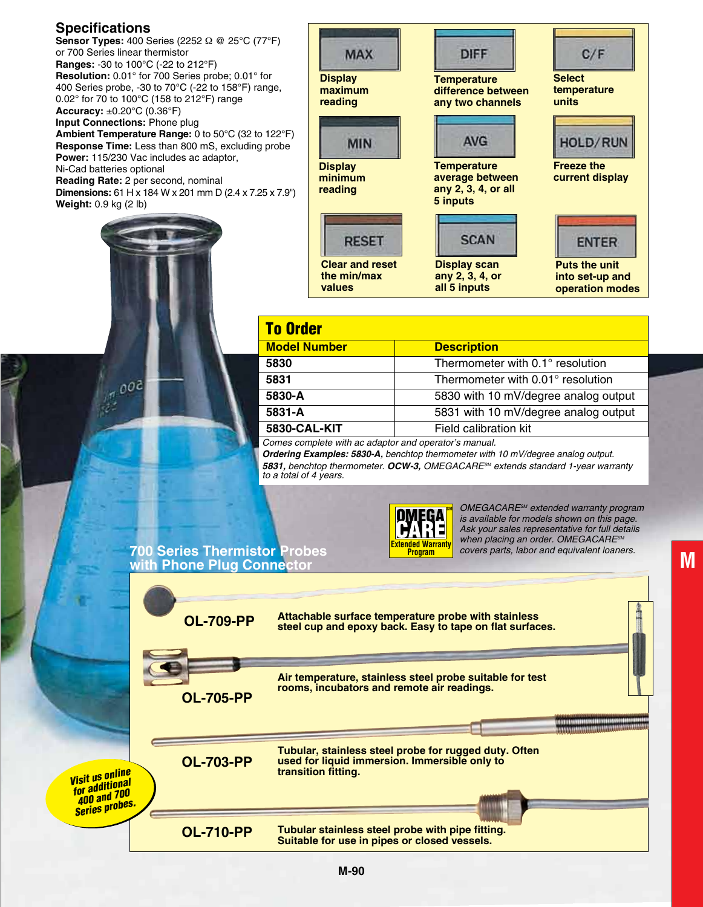## Specifications

**Sensor Types:** 400 Series (2252 Ω @ 25°C (77°F) or 700 Series linear thermistor
**Ranges:** -30 to 100°C (-22 to 212°F)
**Resolution:** 0.01° for 700 Series probe; 0.01° for 400 Series probe, -30 to 70°C (-22 to 158°F) range, 0.02° for 70 to 100°C (158 to 212°F) range
**Accuracy:** ±0.20°C (0.36°F)
**Input Connections:** Phone plug
**Ambient Temperature Range:** 0 to 50°C (32 to 122°F)
**Response Time:** Less than 800 mS, excluding probe
**Power:** 115/230 Vac includes ac adaptor, Ni-Cad batteries optional
**Reading Rate:** 2 per second, nominal
**Dimensions:** 61 H x 184 W x 201 mm D (2.4 x 7.25 x 7.9")
**Weight:** 0.9 kg (2 lb)

| | | |
|---|---|---|
| **MAX** Display maximum reading | **DIFF** Temperature difference between any two channels | **C/F** Select temperature units |
| **MIN** Display minimum reading | **AVG** Temperature average between any 2, 3, 4, or all 5 inputs | **HOLD/RUN** Freeze the current display |
| **RESET** Clear and reset the min/max values | **SCAN** Display scan any 2, 3, 4, or all 5 inputs | **ENTER** Puts the unit into set-up and operation modes |

## To Order

| Model Number | Description |
|---|---|
| **5830** | Thermometer with 0.1° resolution |
| **5831** | Thermometer with 0.01° resolution |
| **5830-A** | 5830 with 10 mV/degree analog output |
| **5831-A** | 5831 with 10 mV/degree analog output |
| **5830-CAL-KIT** | Field calibration kit |

*Comes complete with ac adaptor and operator's manual.*
***Ordering Examples: 5830-A,** benchtop thermometer with 10 mV/degree analog output.*
***5831,** benchtop thermometer. **OCW-3,** OMEGACARE℠ extends standard 1-year warranty to a total of 4 years.*

OMEGA CARE Extended Warranty Program

*OMEGACARE℠ extended warranty program is available for models shown on this page. Ask your sales representative for full details when placing an order. OMEGACARE℠ covers parts, labor and equivalent loaners.*

## 700 Series Thermistor Probes with Phone Plug Connector

**OL-709-PP** — **Attachable surface temperature probe with stainless steel cup and epoxy back. Easy to tape on flat surfaces.**

**OL-705-PP** — **Air temperature, stainless steel probe suitable for test rooms, incubators and remote air readings.**

**OL-703-PP** — **Tubular, stainless steel probe for rugged duty. Often used for liquid immersion. Immersible only to transition fitting.**

**OL-710-PP** — **Tubular stainless steel probe with pipe fitting. Suitable for use in pipes or closed vessels.**

Visit us online for additional 400 and 700 Series probes.